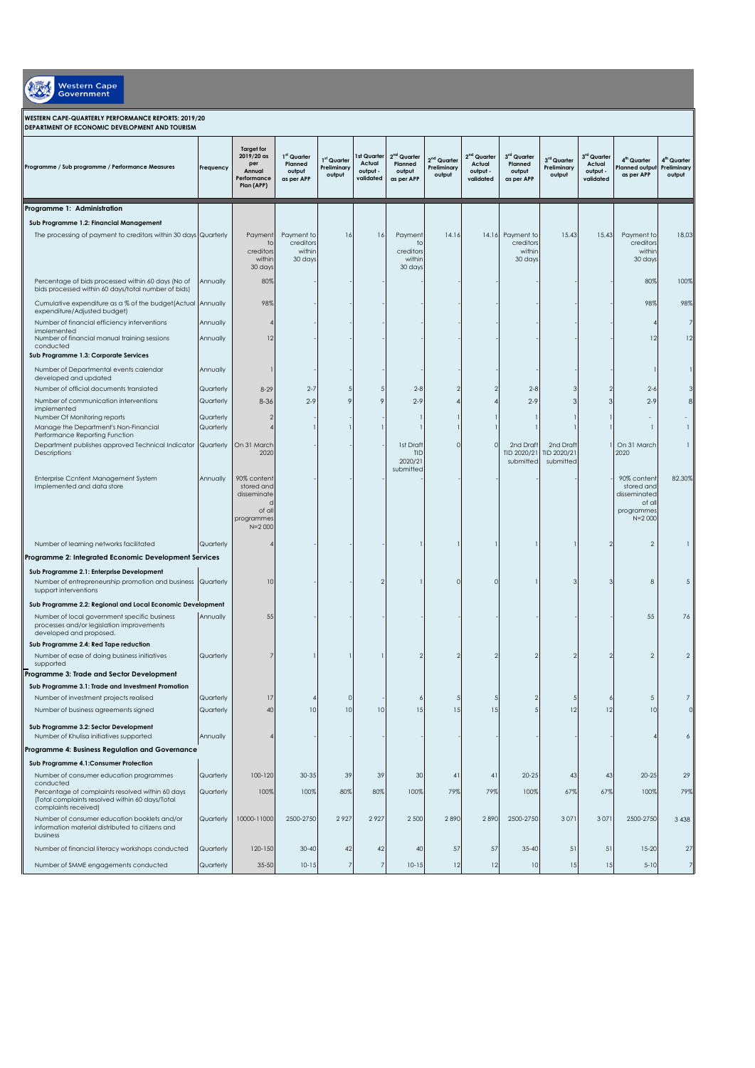Western Cape Government

**WESTERN CAPE-QUARTERLY PERFORMANCE REPORTS: 2019/20**
**DEPARTMENT OF ECONOMIC DEVELOPMENT AND TOURISM**

| Programme / Sub programme / Performance Measures | Frequency | Target for 2019/20 as per Annual Performance Plan (APP) | 1st Quarter Planned output as per APP | 1st Quarter Preliminary output | 1st Quarter Actual output - validated | 2nd Quarter Planned output as per APP | 2nd Quarter Preliminary output | 2nd Quarter Actual output - validated | 3rd Quarter Planned output as per APP | 3rd Quarter Preliminary output | 3rd Quarter Actual output - validated | 4th Quarter Planned output as per APP | 4th Quarter Preliminary output |
|---|---|---|---|---|---|---|---|---|---|---|---|---|---|
| **Programme 1: Administration** | | | | | | | | | | | | | |
| **Sub Programme 1.2: Financial Management** | | | | | | | | | | | | | |
| The processing of payment to creditors within 30 days | Quarterly | Payment to creditors within 30 days | Payment to creditors within 30 days | 16 | 16 | Payment to creditors within 30 days | 14.16 | 14.16 | Payment to creditors within 30 days | 15.43 | 15,43 | Payment to creditors within 30 days | 18,03 |
| Percentage of bids processed within 60 days (No of bids processed within 60 days/total number of bids) | Annually | 80% | - | - | - | - | - | - | - | - | - | 80% | 100% |
| Cumulative expenditure as a % of the budget(Actual expenditure/Adjusted budget) | Annually | 98% | - | - | - | - | - | - | - | - | - | 98% | 98% |
| Number of financial efficiency interventions implemented | Annually | 4 | - | - | - | - | - | - | - | - | - | 4 | 7 |
| Number of financial manual training sessions conducted | Annually | 12 | - | - | - | - | - | - | - | - | - | 12 | 12 |
| **Sub Programme 1.3: Corporate Services** | | | | | | | | | | | | | |
| Number of Departmental events calendar developed and updated | Annually | 1 | - | - | - | - | - | - | - | - | - | 1 | 1 |
| Number of official documents translated | Quarterly | 8-29 | 2-7 | 5 | 5 | 2-8 | 2 | 2 | 2-8 | 3 | 2 | 2-6 | 3 |
| Number of communication interventions implemented | Quarterly | 8-36 | 2-9 | 9 | 9 | 2-9 | 4 | 4 | 2-9 | 3 | 3 | 2-9 | 8 |
| Number Of Monitoring reports | Quarterly | 2 | - | - | - | 1 | 1 | 1 | 1 | 1 | 1 | - | - |
| Manage the Department's Non-Financial Performance Reporting Function | Quarterly | 4 | 1 | 1 | 1 | 1 | 1 | 1 | 1 | 1 | 1 | 1 | 1 |
| Department publishes approved Technical Indicator Descriptions | Quarterly | On 31 March 2020 | | | | 1st Draft TID 2020/21 submitted | 0 | 0 | 2nd Draft TID 2020/21 submitted | 2nd Draft TID 2020/21 submitted | 1 | On 31 March 2020 | 1 |
| Enterprise Ccntent Management System Implemented and data store | Annually | 90% content stored and disseminated of all programmes N=2 000 | - | - | - | - | - | - | - | - | - | 90% content stored and disseminated of all programmes N=2 000 | 82.30% |
| Number of learning networks facilitated | Quarterly | 4 | - | - | - | 1 | 1 | 1 | 1 | 1 | 2 | 2 | 1 |
| **Programme 2: Integrated Economic Development Services** | | | | | | | | | | | | | |
| **Sub Programme 2.1: Enterprise Development** | | | | | | | | | | | | | |
| Number of entrepreneurship promotion and business support interventions | Quarterly | 10 | - | - | 2 | 1 | 0 | 0 | 1 | 3 | 3 | 8 | 5 |
| **Sub Programme 2.2: Regional and Local Economic Development** | | | | | | | | | | | | | |
| Number of local government specific business processes and/or legislation improvements developed and proposed. | Annually | 55 | - | - | - | - | - | - | - | - | - | 55 | 76 |
| **Sub Programme 2.4: Red Tape reduction** | | | | | | | | | | | | | |
| Number of ease of doing business initiatives supported | Quarterly | 7 | 1 | 1 | 1 | 2 | 2 | 2 | 2 | 2 | 2 | 2 | 2 |
| **Programme 3: Trade and Sector Development** | | | | | | | | | | | | | |
| **Sub Programme 3.1: Trade and Investment Promotion** | | | | | | | | | | | | | |
| Number of investment projects realised | Quarterly | 17 | 4 | 0 | - | 6 | 5 | 5 | 2 | 5 | 6 | 5 | 7 |
| Number of business agreements signed | Quarterly | 40 | 10 | 10 | 10 | 15 | 15 | 15 | 5 | 12 | 12 | 10 | 0 |
| **Sub Programme 3.2: Sector Development** | | | | | | | | | | | | | |
| Number of Khulisa initiatives supported | Annually | 4 | - | - | - | - | - | - | - | - | - | 4 | 6 |
| **Programme 4: Business Regulation and Governance** | | | | | | | | | | | | | |
| **Sub Programme 4.1:Consumer Protection** | | | | | | | | | | | | | |
| Number of consumer education programmes conducted | Quarterly | 100-120 | 30-35 | 39 | 39 | 30 | 41 | 41 | 20-25 | 43 | 43 | 20-25 | 29 |
| Percentage of complaints resolved within 60 days (Total complaints resolved within 60 days/Total complaints received) | Quarterly | 100% | 100% | 80% | 80% | 100% | 79% | 79% | 100% | 67% | 67% | 100% | 79% |
| Number of consumer education booklets and/or information material distributed to citizens and business | Quarterly | 10000-11000 | 2500-2750 | 2 927 | 2 927 | 2 500 | 2 890 | 2 890 | 2500-2750 | 3 071 | 3 071 | 2500-2750 | 3 438 |
| Number of financial literacy workshops conducted | Quarterly | 120-150 | 30-40 | 42 | 42 | 40 | 57 | 57 | 35-40 | 51 | 51 | 15-20 | 27 |
| Number of SMME engagements conducted | Quarterly | 35-50 | 10-15 | 7 | 7 | 10-15 | 12 | 12 | 10 | 15 | 15 | 5-10 | 7 |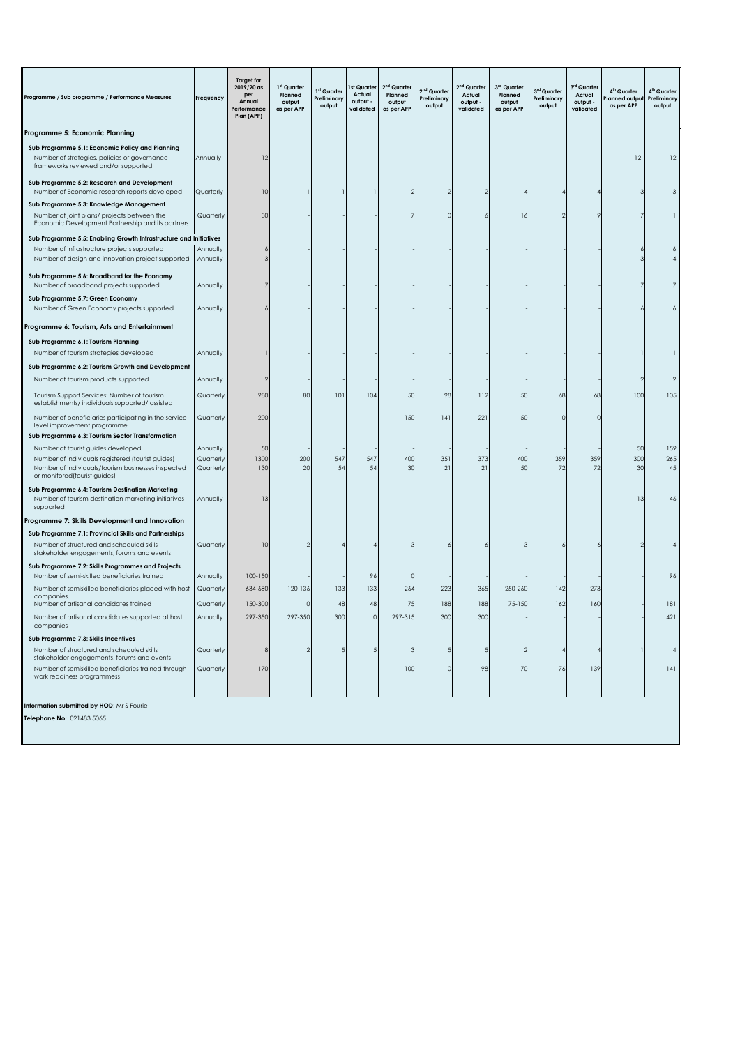| Programme / Sub programme / Performance Measures | Frequency | Target for 2019/20 as per Annual Performance Plan (APP) | 1st Quarter Planned output as per APP | 1st Quarter Preliminary output | 1st Quarter Actual output - validated | 2nd Quarter Planned output as per APP | 2nd Quarter Preliminary output | 2nd Quarter Actual output - validated | 3rd Quarter Planned output as per APP | 3rd Quarter Preliminary output | 3rd Quarter Actual output - validated | 4th Quarter Planned output as per APP | 4th Quarter Preliminary output |
|---|---|---|---|---|---|---|---|---|---|---|---|---|---|
| **Programme 5: Economic Planning** | | | | | | | | | | | | | |
| **Sub Programme 5.1: Economic Policy and Planning** | | | | | | | | | | | | | |
| Number of strategies, policies or governance frameworks reviewed and/or supported | Annually | 12 | - | - | - | - | - | - | - | - | - | 12 | 12 |
| **Sub Programme 5.2: Research and Development** | | | | | | | | | | | | | |
| Number of Economic research reports developed | Quarterly | 10 | 1 | 1 | 1 | 2 | 2 | 2 | 4 | 4 | 4 | 3 | 3 |
| **Sub Programme 5.3: Knowledge Management** | | | | | | | | | | | | | |
| Number of joint plans/ projects between the Economic Development Partnership and its partners | Quarterly | 30 | - | - | - | 7 | 0 | 6 | 16 | 2 | 9 | 7 | 1 |
| **Sub Programme 5.5: Enabling Growth Infrastructure and Initiatives** | | | | | | | | | | | | | |
| Number of infrastructure projects supported | Annually | 6 | - | - | - | - | - | - | - | - | - | 6 | 6 |
| Number of design and innovation project supported | Annually | 3 | - | - | - | - | - | - | - | - | - | 3 | 4 |
| **Sub Programme 5.6: Broadband for the Economy** | | | | | | | | | | | | | |
| Number of broadband projects supported | Annually | 7 | - | - | - | - | - | - | - | - | - | 7 | 7 |
| **Sub Programme 5.7: Green Economy** | | | | | | | | | | | | | |
| Number of Green Economy projects supported | Annually | 6 | - | - | - | - | - | - | - | - | - | 6 | 6 |
| **Programme 6: Tourism, Arts and Entertainment** | | | | | | | | | | | | | |
| **Sub Programme 6.1: Tourism Planning** | | | | | | | | | | | | | |
| Number of tourism strategies developed | Annually | 1 | - | - | - | - | - | - | - | - | - | 1 | 1 |
| **Sub Programme 6.2: Tourism Growth and Development** | | | | | | | | | | | | | |
| Number of tourism products supported | Annually | 2 | - | - | - | - | - | - | - | - | - | 2 | 2 |
| Tourism Support Services: Number of tourism establishments/ individuals supported/ assisted | Quarterly | 280 | 80 | 101 | 104 | 50 | 98 | 112 | 50 | 68 | 68 | 100 | 105 |
| Number of beneficiaries participating in the service level improvement programme | Quarterly | 200 | - | - | - | 150 | 141 | 221 | 50 | 0 | 0 | - | - |
| **Sub Programme 6.3: Tourism Sector Transformation** | | | | | | | | | | | | | |
| Number of tourist guides developed | Annually | 50 | - | - | - | - | - | - | - | - | - | 50 | 159 |
| Number of individuals registered (tourist guides) | Quarterly | 1300 | 200 | 547 | 547 | 400 | 351 | 373 | 400 | 359 | 359 | 300 | 265 |
| Number of individuals/tourism businesses inspected or monitored(tourist guides) | Quarterly | 130 | 20 | 54 | 54 | 30 | 21 | 21 | 50 | 72 | 72 | 30 | 45 |
| **Sub Programme 6.4: Tourism Destination Marketing** | | | | | | | | | | | | | |
| Number of tourism destination marketing initiatives supported | Annually | 13 | - | - | - | - | - | - | - | - | - | 13 | 46 |
| **Programme 7: Skills Development and Innovation** | | | | | | | | | | | | | |
| **Sub Programme 7.1: Provincial Skills and Partnerships** | | | | | | | | | | | | | |
| Number of structured and scheduled skills stakeholder engagements, forums and events | Quarterly | 10 | 2 | 4 | 4 | 3 | 6 | 6 | 3 | 6 | 6 | 2 | 4 |
| **Sub Programme 7.2: Skills Programmes and Projects** | | | | | | | | | | | | | |
| Number of semi-skilled beneficiaries trained | Annually | 100-150 | | | 96 | 0 | | | | | | | 96 |
| Number of semiskilled beneficiaries placed with host companies. | Quarterly | 634-680 | 120-136 | 133 | 133 | 264 | 223 | 365 | 250-260 | 142 | 273 | | - |
| Number of artisanal candidates trained | Quarterly | 150-300 | 0 | 48 | 48 | 75 | 188 | 188 | 75-150 | 162 | 160 | | 181 |
| Number of artisanal candidates supported at host companies | Annually | 297-350 | 297-350 | 300 | 0 | 297-315 | 300 | 300 | - | - | - | | 421 |
| **Sub Programme 7.3: Skills Incentives** | | | | | | | | | | | | | |
| Number of structured and scheduled skills stakeholder engagements, forums and events | Quarterly | 8 | 2 | 5 | 5 | 3 | 5 | 5 | 2 | 4 | 4 | 1 | 4 |
| Number of semiskilled beneficiaries trained through work readiness programmess | Quarterly | 170 | - | - | - | 100 | 0 | 98 | 70 | 76 | 139 | - | 141 |

**Information submitted by HOD**: Mr S Fourie

**Telephone No**: 021483 5065